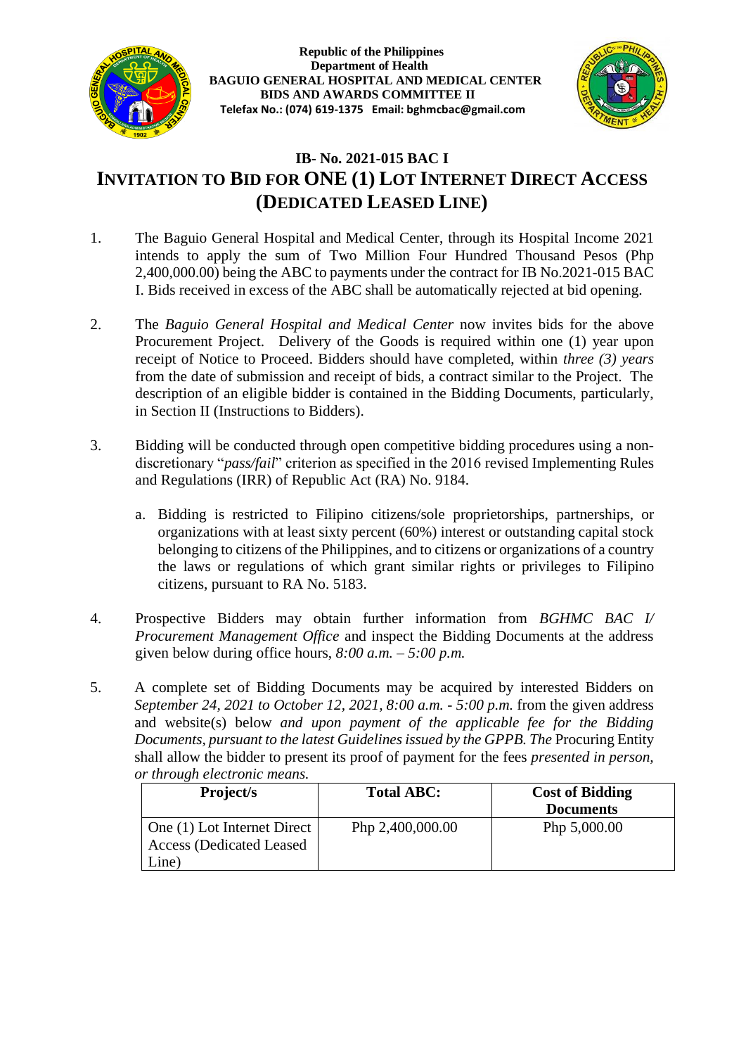**Republic of the Philippines**
**Department of Health**
**BAGUIO GENERAL HOSPITAL AND MEDICAL CENTER**
**BIDS AND AWARDS COMMITTEE II**
**Telefax No.: (074) 619-1375 Email: bghmcbac@gmail.com**

## IB- No. 2021-015 BAC I

# INVITATION TO BID FOR ONE (1) LOT INTERNET DIRECT ACCESS (DEDICATED LEASED LINE)

1. The Baguio General Hospital and Medical Center, through its Hospital Income 2021 intends to apply the sum of Two Million Four Hundred Thousand Pesos (Php 2,400,000.00) being the ABC to payments under the contract for IB No.2021-015 BAC I. Bids received in excess of the ABC shall be automatically rejected at bid opening.

2. The *Baguio General Hospital and Medical Center* now invites bids for the above Procurement Project. Delivery of the Goods is required within one (1) year upon receipt of Notice to Proceed. Bidders should have completed, within *three (3) years* from the date of submission and receipt of bids, a contract similar to the Project. The description of an eligible bidder is contained in the Bidding Documents, particularly, in Section II (Instructions to Bidders).

3. Bidding will be conducted through open competitive bidding procedures using a non-discretionary "*pass/fail*" criterion as specified in the 2016 revised Implementing Rules and Regulations (IRR) of Republic Act (RA) No. 9184.

   a. Bidding is restricted to Filipino citizens/sole proprietorships, partnerships, or organizations with at least sixty percent (60%) interest or outstanding capital stock belonging to citizens of the Philippines, and to citizens or organizations of a country the laws or regulations of which grant similar rights or privileges to Filipino citizens, pursuant to RA No. 5183.

4. Prospective Bidders may obtain further information from *BGHMC BAC I/ Procurement Management Office* and inspect the Bidding Documents at the address given below during office hours, *8:00 a.m. – 5:00 p.m.*

5. A complete set of Bidding Documents may be acquired by interested Bidders on *September 24, 2021 to October 12, 2021, 8:00 a.m. - 5:00 p.m.* from the given address and website(s) below *and upon payment of the applicable fee for the Bidding Documents, pursuant to the latest Guidelines issued by the GPPB. The* Procuring Entity shall allow the bidder to present its proof of payment for the fees *presented in person, or through electronic means.*

| Project/s | Total ABC: | Cost of Bidding Documents |
|---|---|---|
| One (1) Lot Internet Direct Access (Dedicated Leased Line) | Php 2,400,000.00 | Php 5,000.00 |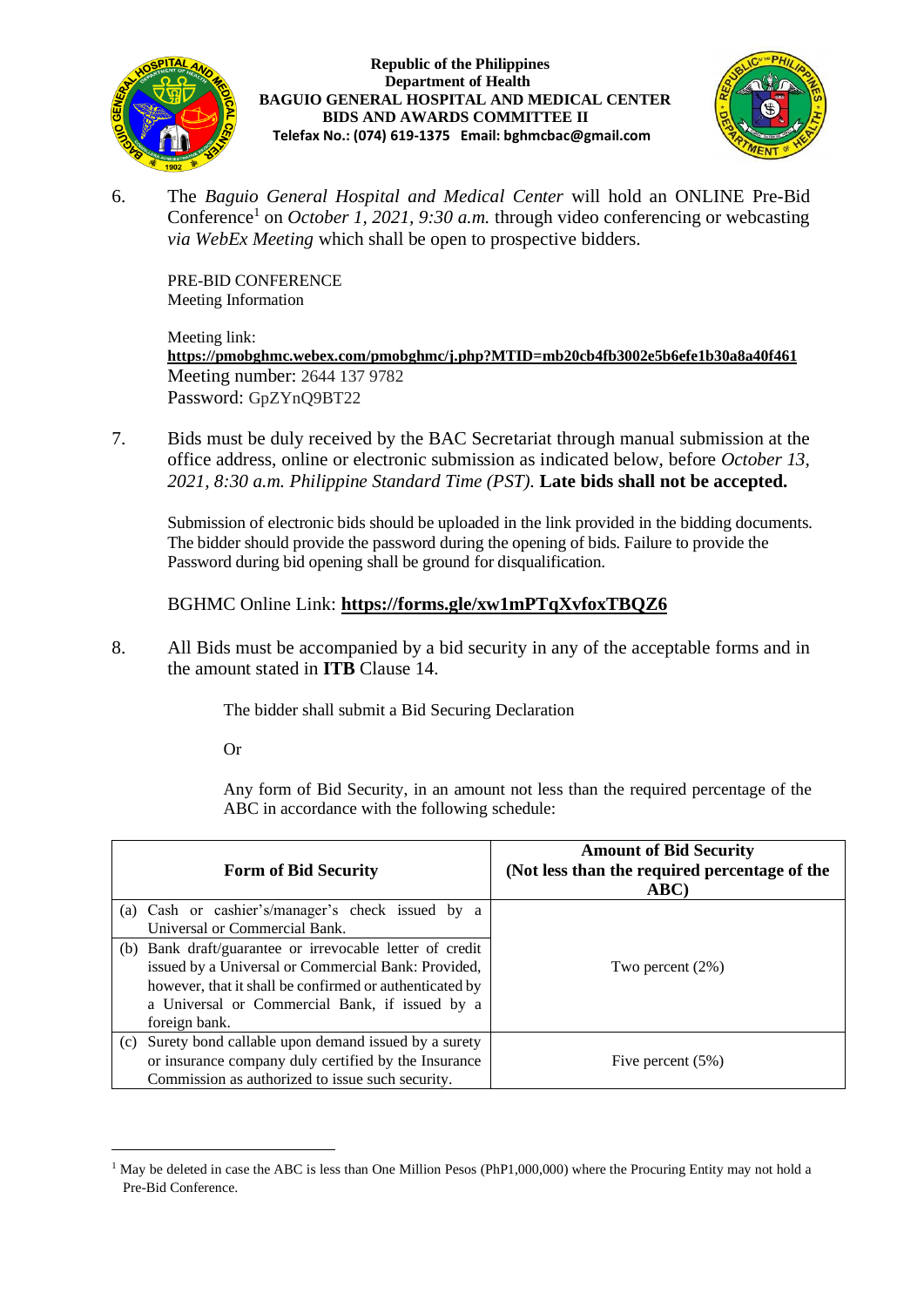6. The *Baguio General Hospital and Medical Center* will hold an ONLINE Pre-Bid Conference[1] on *October 1, 2021, 9:30 a.m.* through video conferencing or webcasting *via WebEx Meeting* which shall be open to prospective bidders.

   PRE-BID CONFERENCE
   Meeting Information

   Meeting link:
   **https://pmobghmc.webex.com/pmobghmc/j.php?MTID=mb20cb4fb3002e5b6efe1b30a8a40f461**
   Meeting number: 2644 137 9782
   Password: GpZYnQ9BT22

7. Bids must be duly received by the BAC Secretariat through manual submission at the office address, online or electronic submission as indicated below, before *October 13, 2021, 8:30 a.m. Philippine Standard Time (PST).* **Late bids shall not be accepted.**

   Submission of electronic bids should be uploaded in the link provided in the bidding documents. The bidder should provide the password during the opening of bids. Failure to provide the Password during bid opening shall be ground for disqualification.

   BGHMC Online Link: **https://forms.gle/xw1mPTqXvfoxTBQZ6**

8. All Bids must be accompanied by a bid security in any of the acceptable forms and in the amount stated in **ITB** Clause 14.

   The bidder shall submit a Bid Securing Declaration

   Or

   Any form of Bid Security, in an amount not less than the required percentage of the ABC in accordance with the following schedule:

| Form of Bid Security | Amount of Bid Security (Not less than the required percentage of the ABC) |
|---|---|
| (a) Cash or cashier's/manager's check issued by a Universal or Commercial Bank.<br>(b) Bank draft/guarantee or irrevocable letter of credit issued by a Universal or Commercial Bank: Provided, however, that it shall be confirmed or authenticated by a Universal or Commercial Bank, if issued by a foreign bank. | Two percent (2%) |
| (c) Surety bond callable upon demand issued by a surety or insurance company duly certified by the Insurance Commission as authorized to issue such security. | Five percent (5%) |

[1] May be deleted in case the ABC is less than One Million Pesos (PhP1,000,000) where the Procuring Entity may not hold a Pre-Bid Conference.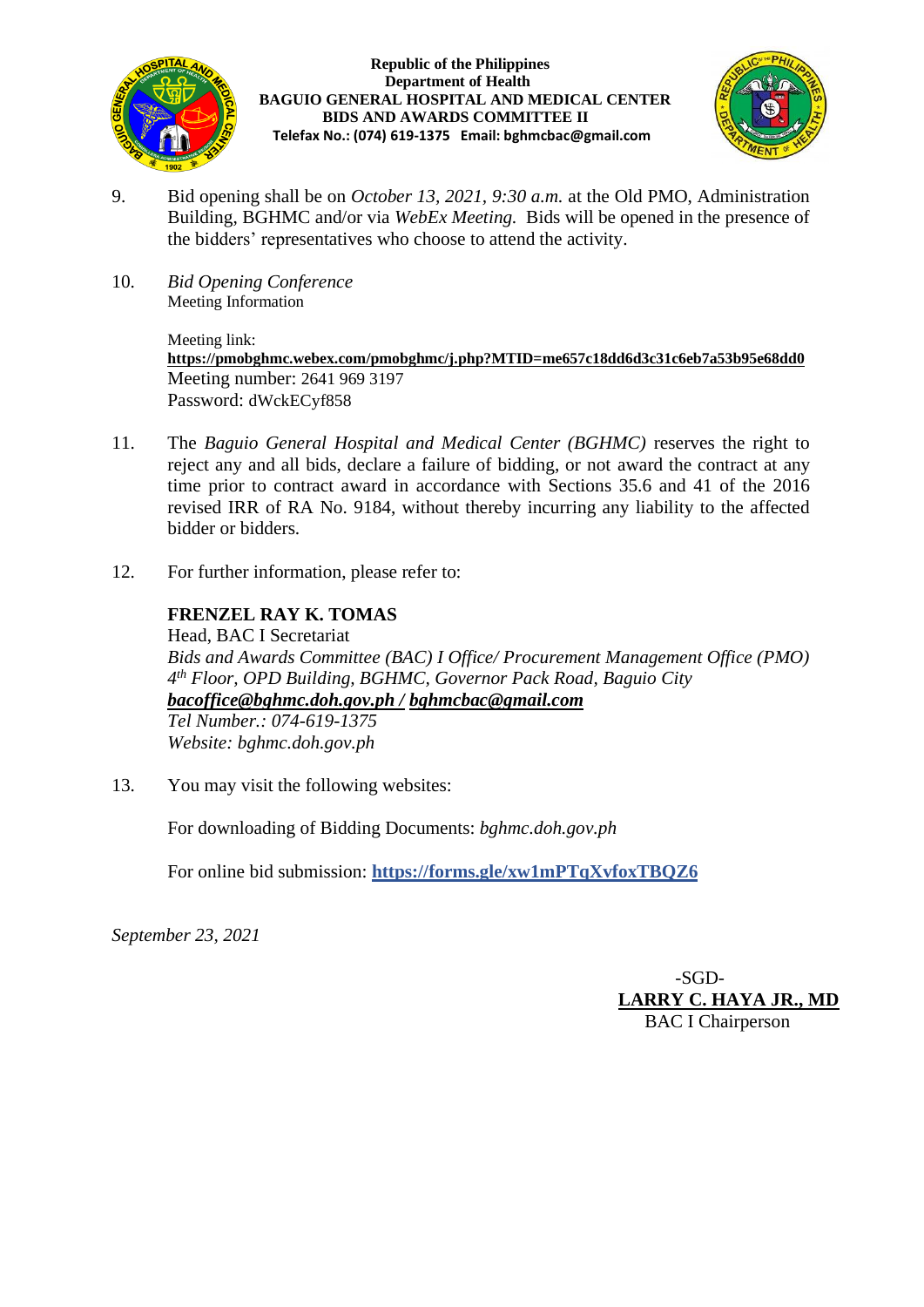9. Bid opening shall be on *October 13, 2021, 9:30 a.m.* at the Old PMO, Administration Building, BGHMC and/or via *WebEx Meeting.* Bids will be opened in the presence of the bidders' representatives who choose to attend the activity.

10. *Bid Opening Conference*
    Meeting Information

    Meeting link:
    **https://pmobghmc.webex.com/pmobghmc/j.php?MTID=me657c18dd6d3c31c6eb7a53b95e68dd0**
    Meeting number: 2641 969 3197
    Password: dWckECyf858

11. The *Baguio General Hospital and Medical Center (BGHMC)* reserves the right to reject any and all bids, declare a failure of bidding, or not award the contract at any time prior to contract award in accordance with Sections 35.6 and 41 of the 2016 revised IRR of RA No. 9184, without thereby incurring any liability to the affected bidder or bidders.

12. For further information, please refer to:

    **FRENZEL RAY K. TOMAS**
    Head, BAC I Secretariat
    *Bids and Awards Committee (BAC) I Office/ Procurement Management Office (PMO)*
    *4th Floor, OPD Building, BGHMC, Governor Pack Road, Baguio City*
    ***bacoffice@bghmc.doh.gov.ph / bghmcbac@gmail.com***
    *Tel Number.: 074-619-1375*
    *Website: bghmc.doh.gov.ph*

13. You may visit the following websites:

    For downloading of Bidding Documents: *bghmc.doh.gov.ph*

    For online bid submission: **https://forms.gle/xw1mPTqXvfoxTBQZ6**

*September 23, 2021*

-SGD-
**LARRY C. HAYA JR., MD**
BAC I Chairperson